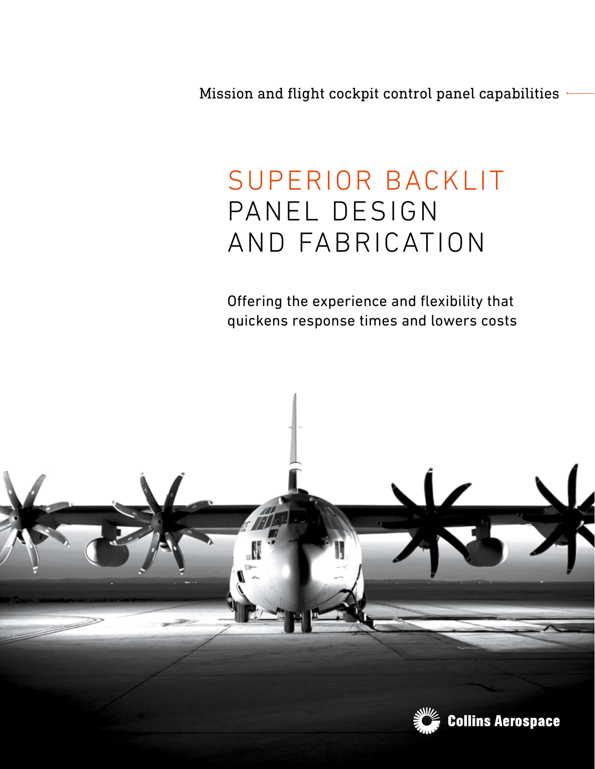Mission and flight cockpit control panel capabilities

# SUPERIOR BACKLIT PANEL DESIGN AND FABRICATION

Offering the experience and flexibility that quickens response times and lowers costs

Collins Aerospace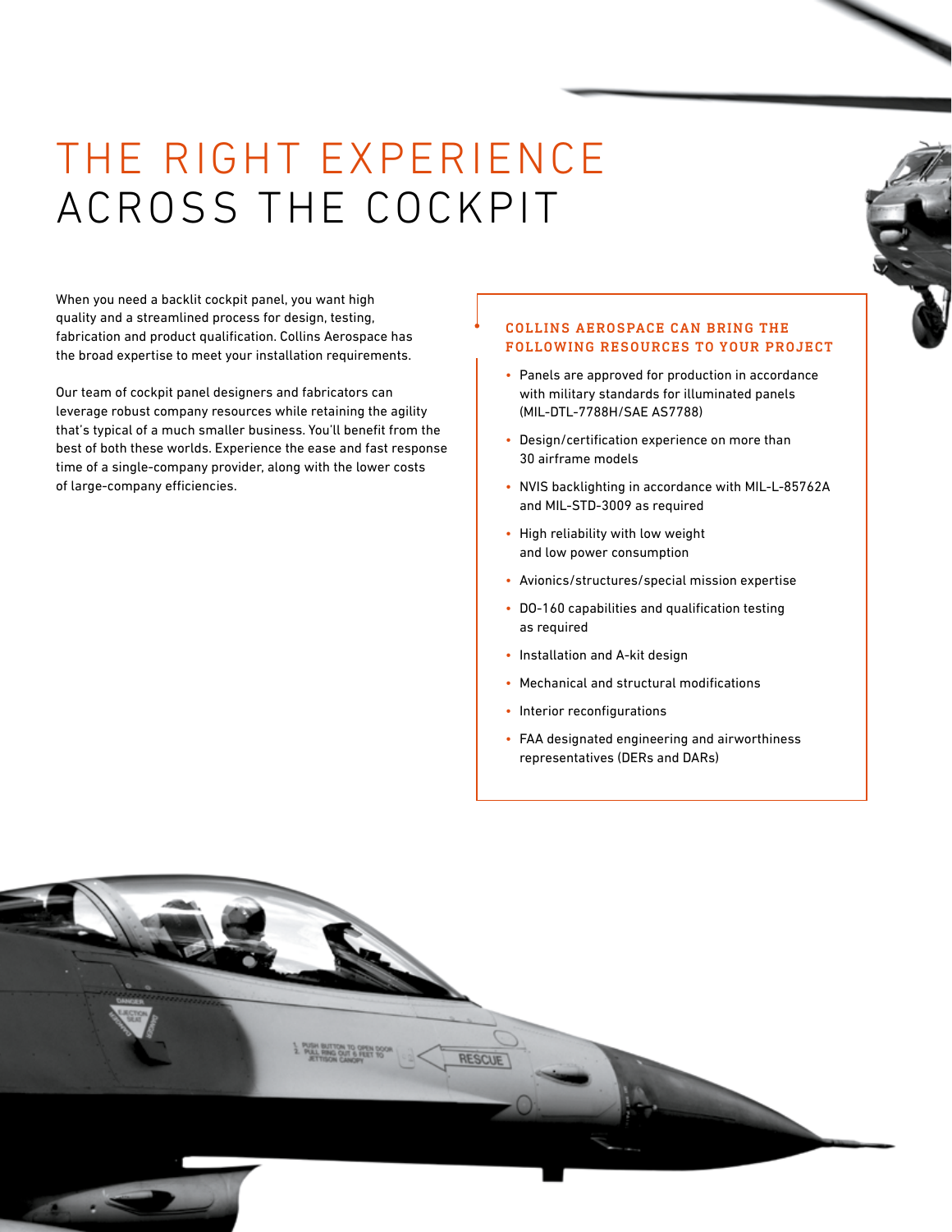# THE RIGHT EXPERIENCE ACROSS THE COCKPIT

When you need a backlit cockpit panel, you want high quality and a streamlined process for design, testing, fabrication and product qualification. Collins Aerospace has the broad expertise to meet your installation requirements.

Our team of cockpit panel designers and fabricators can leverage robust company resources while retaining the agility that's typical of a much smaller business. You'll benefit from the best of both these worlds. Experience the ease and fast response time of a single-company provider, along with the lower costs of large-company efficiencies.

### COLLINS AEROSPACE CAN BRING THE FOLLOWING RESOURCES TO YOUR PROJECT

- Panels are approved for production in accordance with military standards for illuminated panels (MIL-DTL-7788H/SAE AS7788)
- Design/certification experience on more than 30 airframe models
- NVIS backlighting in accordance with MIL-L-85762A and MIL-STD-3009 as required
- High reliability with low weight and low power consumption
- Avionics/structures/special mission expertise
- DO-160 capabilities and qualification testing as required
- Installation and A-kit design
- Mechanical and structural modifications
- Interior reconfigurations
- FAA designated engineering and airworthiness representatives (DERs and DARs)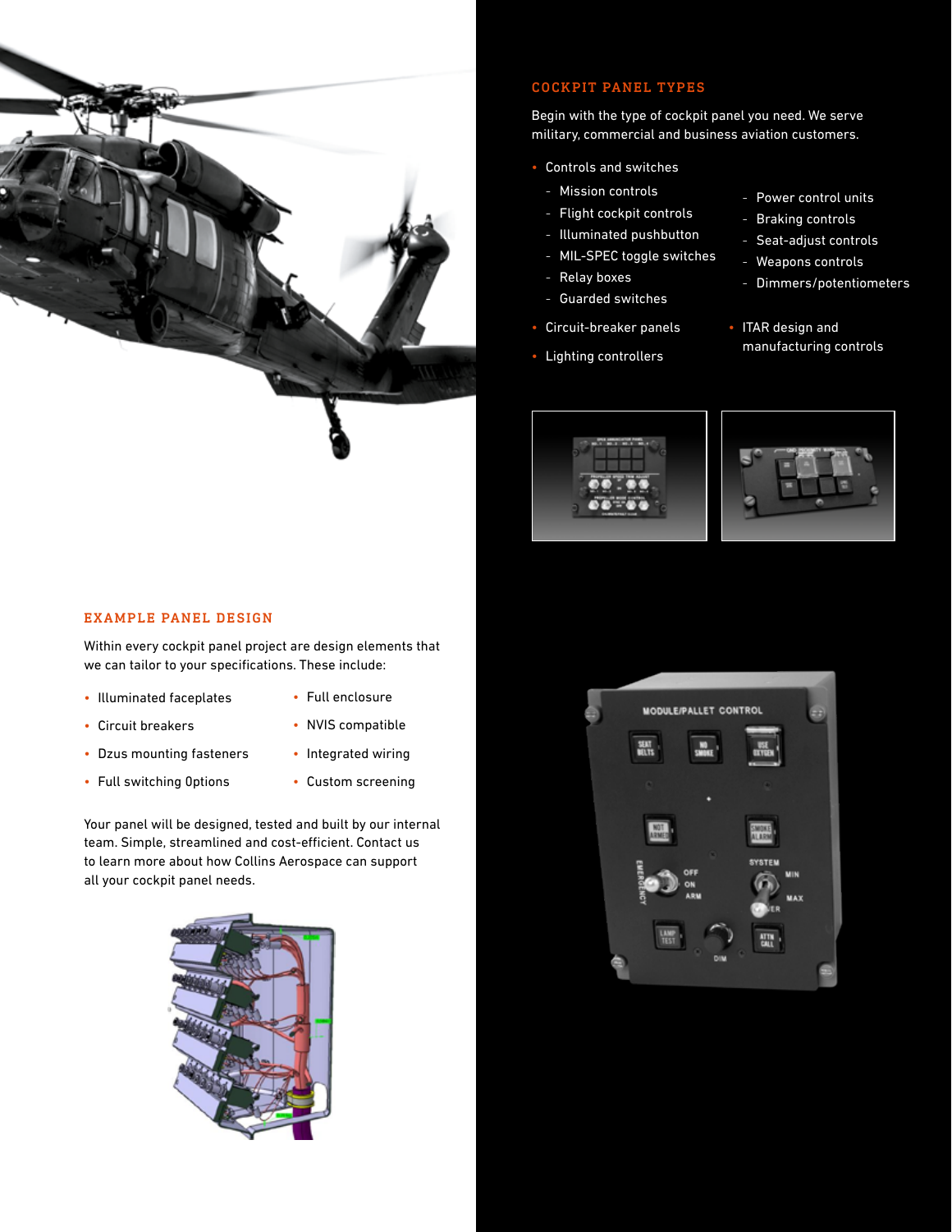## COCKPIT PANEL TYPES

Begin with the type of cockpit panel you need. We serve military, commercial and business aviation customers.

- Controls and switches
  - Mission controls
  - Flight cockpit controls
  - Illuminated pushbutton
  - MIL-SPEC toggle switches
  - Relay boxes
  - Guarded switches
  - Power control units
  - Braking controls
  - Seat-adjust controls
  - Weapons controls
  - Dimmers/potentiometers
- Circuit-breaker panels
- Lighting controllers
- ITAR design and manufacturing controls

## EXAMPLE PANEL DESIGN

Within every cockpit panel project are design elements that we can tailor to your specifications. These include:

- Illuminated faceplates
- Circuit breakers
- Dzus mounting fasteners
- Full switching 0ptions
- Full enclosure
- NVIS compatible
- Integrated wiring
- Custom screening

Your panel will be designed, tested and built by our internal team. Simple, streamlined and cost-efficient. Contact us to learn more about how Collins Aerospace can support all your cockpit panel needs.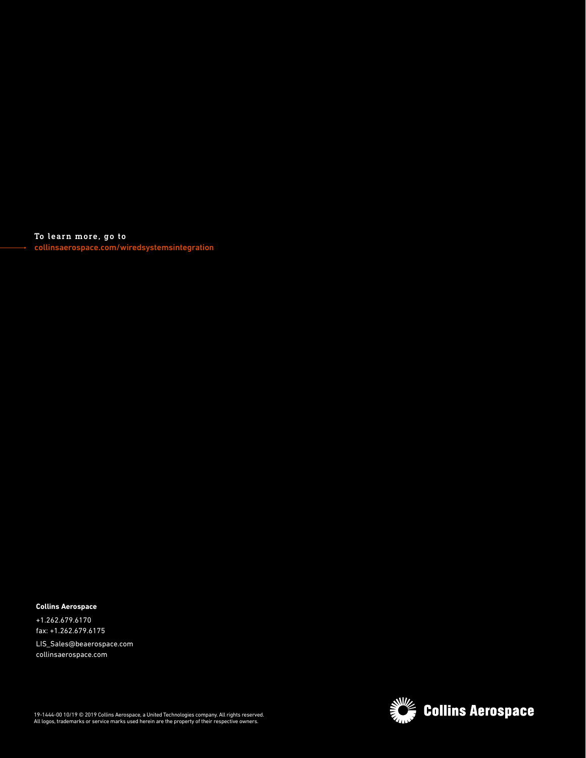To learn more, go to
collinsaerospace.com/wiredsystemsintegration

**Collins Aerospace**

+1.262.679.6170
fax: +1.262.679.6175

LIS_Sales@beaerospace.com
collinsaerospace.com

19-1444-00 10/19 © 2019 Collins Aerospace, a United Technologies company. All rights reserved.
All logos, trademarks or service marks used herein are the property of their respective owners.

Collins Aerospace